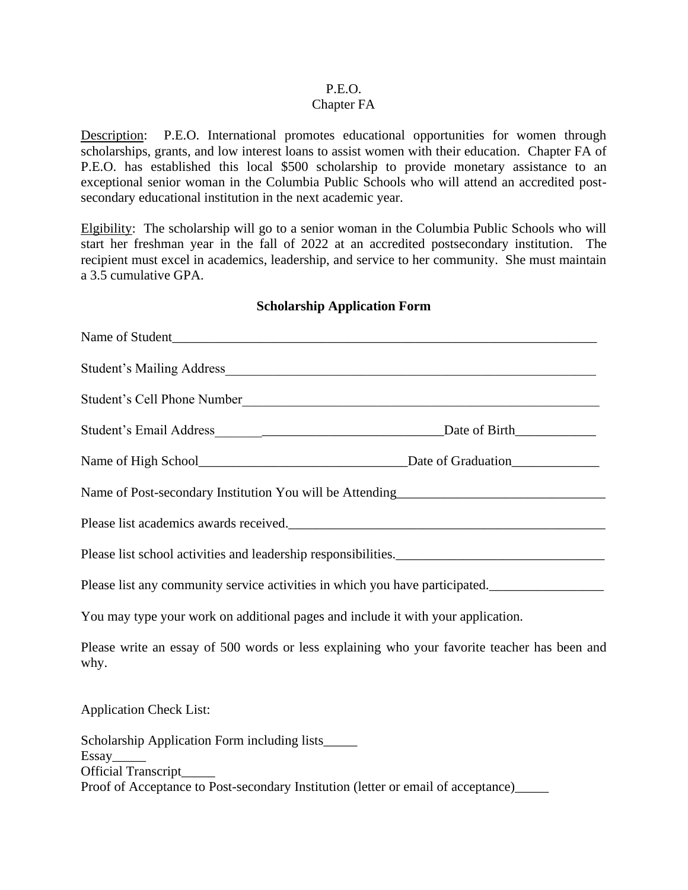P.E.O.
Chapter FA

Description: P.E.O. International promotes educational opportunities for women through scholarships, grants, and low interest loans to assist women with their education. Chapter FA of P.E.O. has established this local $500 scholarship to provide monetary assistance to an exceptional senior woman in the Columbia Public Schools who will attend an accredited post-secondary educational institution in the next academic year.

Elgibility: The scholarship will go to a senior woman in the Columbia Public Schools who will start her freshman year in the fall of 2022 at an accredited postsecondary institution. The recipient must excel in academics, leadership, and service to her community. She must maintain a 3.5 cumulative GPA.

**Scholarship Application Form**

Name of Student___________________________________________________________________

Student's Mailing Address__________________________________________________________

Student's Cell Phone Number_______________________________________________________

Student's Email Address___________________________________Date of Birth____________

Name of High School_______________________________Date of Graduation_____________

Name of Post-secondary Institution You will be Attending_______________________________

Please list academics awards received.________________________________________________

Please list school activities and leadership responsibilities._______________________________

Please list any community service activities in which you have participated._________________

You may type your work on additional pages and include it with your application.

Please write an essay of 500 words or less explaining who your favorite teacher has been and why.

Application Check List:

Scholarship Application Form including lists_____
Essay_____
Official Transcript_____
Proof of Acceptance to Post-secondary Institution (letter or email of acceptance)_____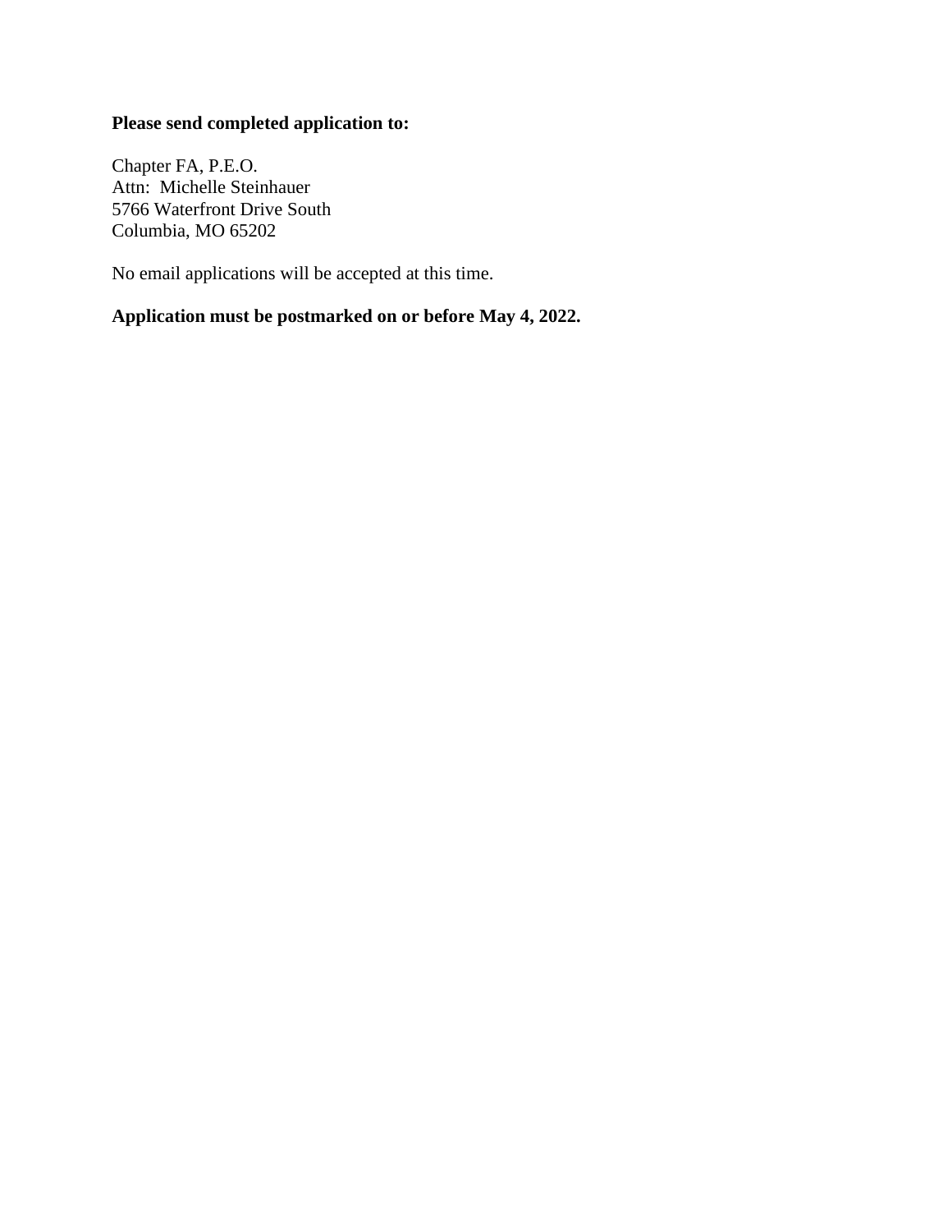**Please send completed application to:**

Chapter FA, P.E.O.
Attn: Michelle Steinhauer
5766 Waterfront Drive South
Columbia, MO 65202

No email applications will be accepted at this time.

**Application must be postmarked on or before May 4, 2022.**